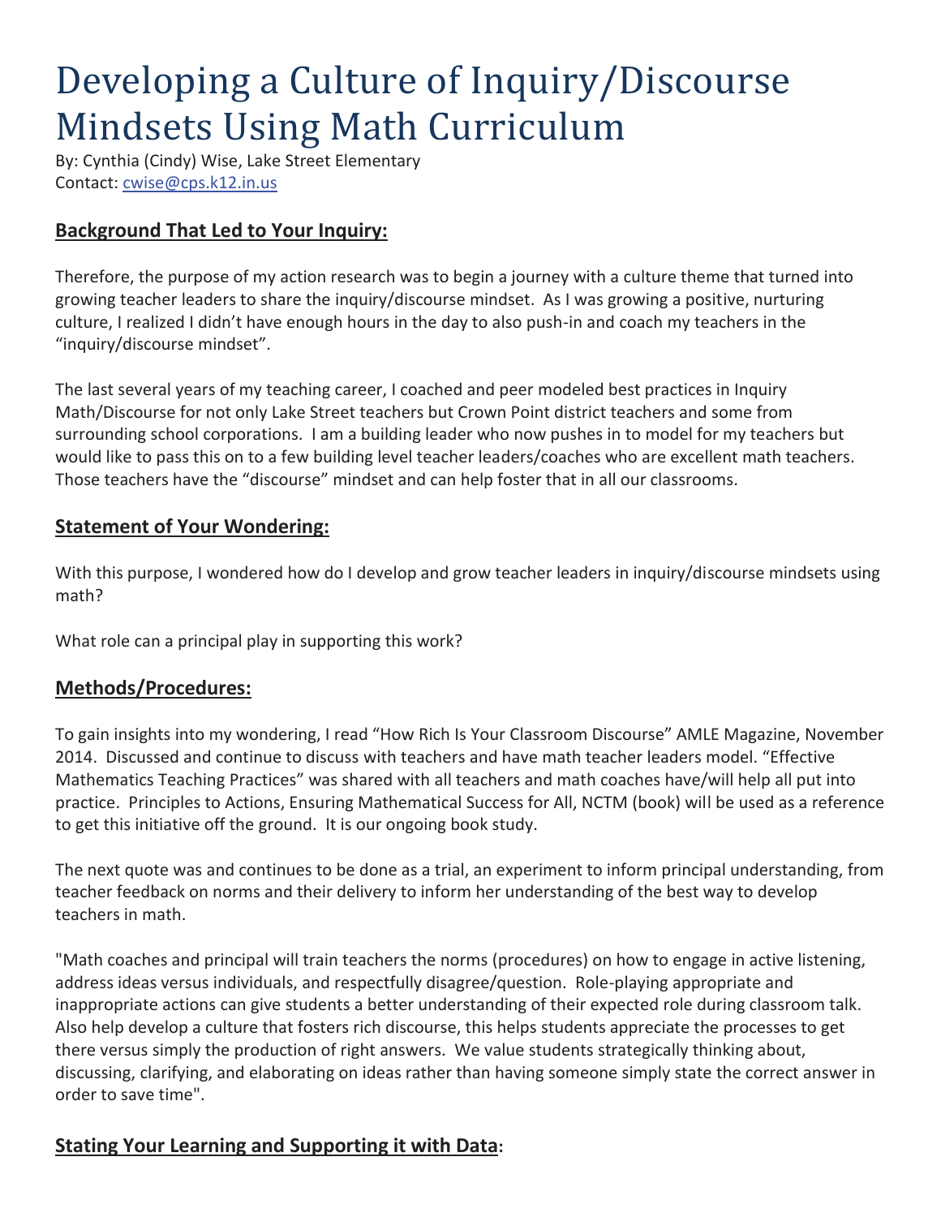# Developing a Culture of Inquiry/Discourse Mindsets Using Math Curriculum

By: Cynthia (Cindy) Wise, Lake Street Elementary
Contact: cwise@cps.k12.in.us

## Background That Led to Your Inquiry:

Therefore, the purpose of my action research was to begin a journey with a culture theme that turned into growing teacher leaders to share the inquiry/discourse mindset. As I was growing a positive, nurturing culture, I realized I didn't have enough hours in the day to also push-in and coach my teachers in the "inquiry/discourse mindset".

The last several years of my teaching career, I coached and peer modeled best practices in Inquiry Math/Discourse for not only Lake Street teachers but Crown Point district teachers and some from surrounding school corporations. I am a building leader who now pushes in to model for my teachers but would like to pass this on to a few building level teacher leaders/coaches who are excellent math teachers. Those teachers have the "discourse" mindset and can help foster that in all our classrooms.

## Statement of Your Wondering:

With this purpose, I wondered how do I develop and grow teacher leaders in inquiry/discourse mindsets using math?

What role can a principal play in supporting this work?

## Methods/Procedures:

To gain insights into my wondering, I read "How Rich Is Your Classroom Discourse" AMLE Magazine, November 2014. Discussed and continue to discuss with teachers and have math teacher leaders model. "Effective Mathematics Teaching Practices" was shared with all teachers and math coaches have/will help all put into practice. Principles to Actions, Ensuring Mathematical Success for All, NCTM (book) will be used as a reference to get this initiative off the ground. It is our ongoing book study.

The next quote was and continues to be done as a trial, an experiment to inform principal understanding, from teacher feedback on norms and their delivery to inform her understanding of the best way to develop teachers in math.

"Math coaches and principal will train teachers the norms (procedures) on how to engage in active listening, address ideas versus individuals, and respectfully disagree/question. Role-playing appropriate and inappropriate actions can give students a better understanding of their expected role during classroom talk. Also help develop a culture that fosters rich discourse, this helps students appreciate the processes to get there versus simply the production of right answers. We value students strategically thinking about, discussing, clarifying, and elaborating on ideas rather than having someone simply state the correct answer in order to save time".

## Stating Your Learning and Supporting it with Data: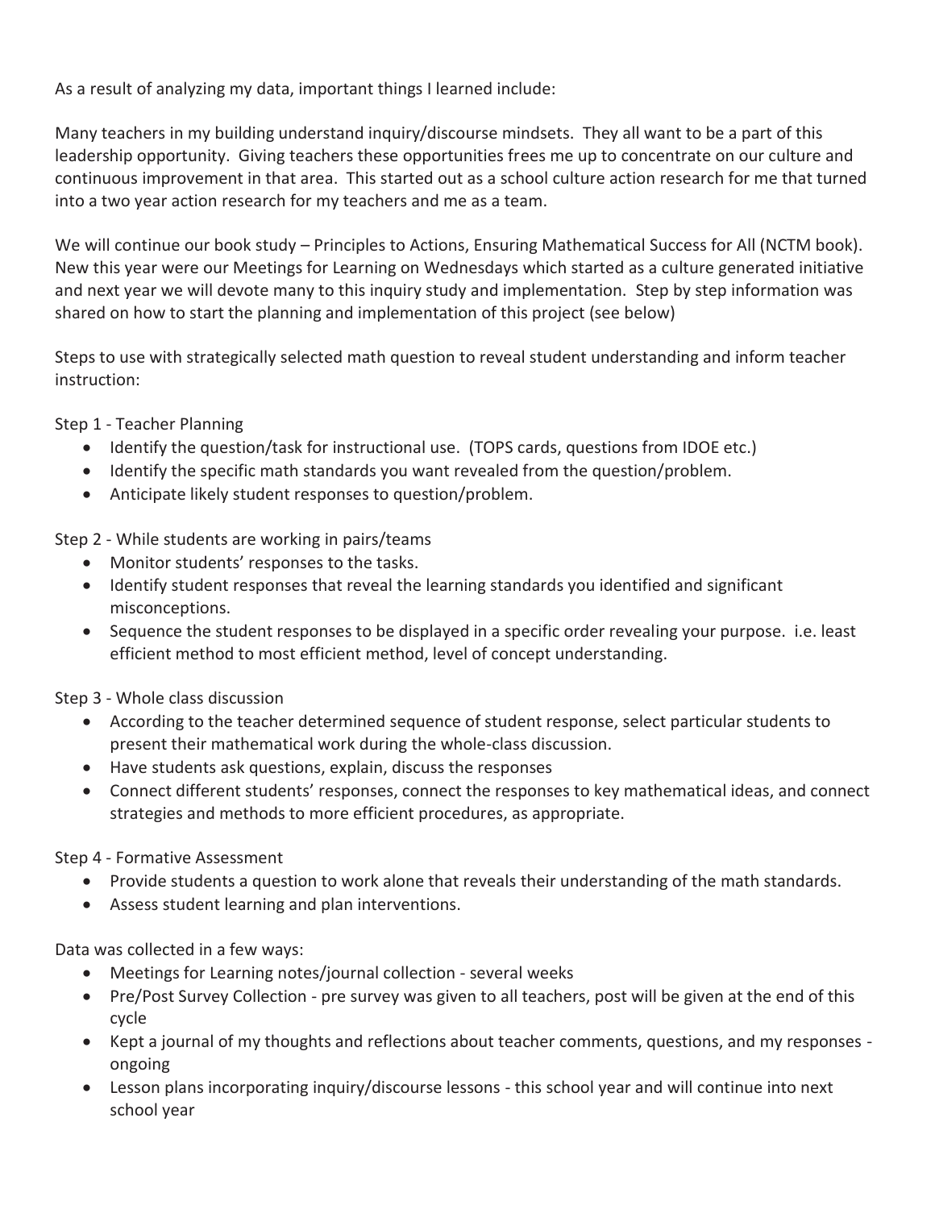As a result of analyzing my data, important things I learned include:

Many teachers in my building understand inquiry/discourse mindsets. They all want to be a part of this leadership opportunity. Giving teachers these opportunities frees me up to concentrate on our culture and continuous improvement in that area. This started out as a school culture action research for me that turned into a two year action research for my teachers and me as a team.

We will continue our book study – Principles to Actions, Ensuring Mathematical Success for All (NCTM book). New this year were our Meetings for Learning on Wednesdays which started as a culture generated initiative and next year we will devote many to this inquiry study and implementation. Step by step information was shared on how to start the planning and implementation of this project (see below)

Steps to use with strategically selected math question to reveal student understanding and inform teacher instruction:

Step 1 - Teacher Planning

- Identify the question/task for instructional use. (TOPS cards, questions from IDOE etc.)
- Identify the specific math standards you want revealed from the question/problem.
- Anticipate likely student responses to question/problem.

Step 2 - While students are working in pairs/teams

- Monitor students' responses to the tasks.
- Identify student responses that reveal the learning standards you identified and significant misconceptions.
- Sequence the student responses to be displayed in a specific order revealing your purpose. i.e. least efficient method to most efficient method, level of concept understanding.

Step 3 - Whole class discussion

- According to the teacher determined sequence of student response, select particular students to present their mathematical work during the whole-class discussion.
- Have students ask questions, explain, discuss the responses
- Connect different students' responses, connect the responses to key mathematical ideas, and connect strategies and methods to more efficient procedures, as appropriate.

Step 4 - Formative Assessment

- Provide students a question to work alone that reveals their understanding of the math standards.
- Assess student learning and plan interventions.

Data was collected in a few ways:

- Meetings for Learning notes/journal collection - several weeks
- Pre/Post Survey Collection - pre survey was given to all teachers, post will be given at the end of this cycle
- Kept a journal of my thoughts and reflections about teacher comments, questions, and my responses - ongoing
- Lesson plans incorporating inquiry/discourse lessons - this school year and will continue into next school year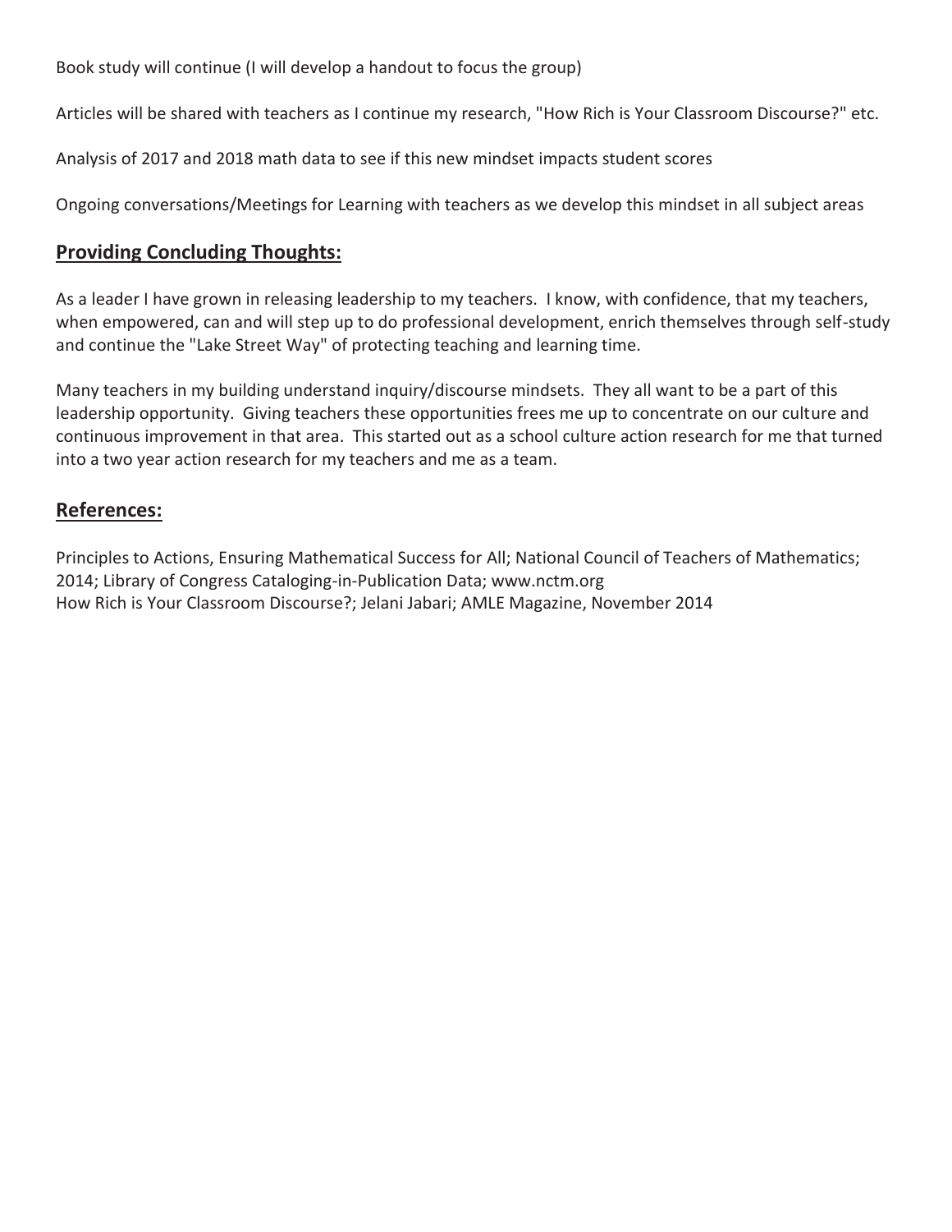Book study will continue (I will develop a handout to focus the group)

Articles will be shared with teachers as I continue my research, "How Rich is Your Classroom Discourse?" etc.

Analysis of 2017 and 2018 math data to see if this new mindset impacts student scores

Ongoing conversations/Meetings for Learning with teachers as we develop this mindset in all subject areas

## Providing Concluding Thoughts:

As a leader I have grown in releasing leadership to my teachers. I know, with confidence, that my teachers, when empowered, can and will step up to do professional development, enrich themselves through self-study and continue the "Lake Street Way" of protecting teaching and learning time.

Many teachers in my building understand inquiry/discourse mindsets. They all want to be a part of this leadership opportunity. Giving teachers these opportunities frees me up to concentrate on our culture and continuous improvement in that area. This started out as a school culture action research for me that turned into a two year action research for my teachers and me as a team.

## References:

Principles to Actions, Ensuring Mathematical Success for All; National Council of Teachers of Mathematics; 2014; Library of Congress Cataloging-in-Publication Data; www.nctm.org
How Rich is Your Classroom Discourse?; Jelani Jabari; AMLE Magazine, November 2014